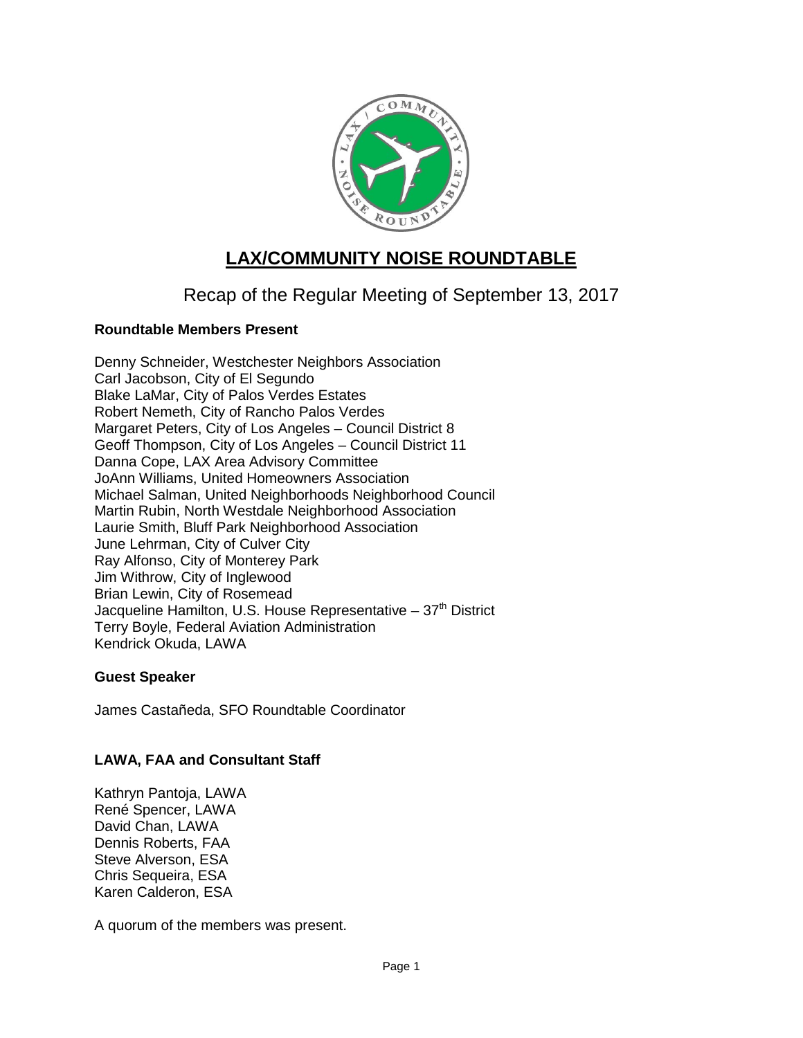# LAX/COMMUNITY NOISE ROUNDTABLE

## Recap of the Regular Meeting of September 13, 2017

**Roundtable Members Present**

Denny Schneider, Westchester Neighbors Association
Carl Jacobson, City of El Segundo
Blake LaMar, City of Palos Verdes Estates
Robert Nemeth, City of Rancho Palos Verdes
Margaret Peters, City of Los Angeles – Council District 8
Geoff Thompson, City of Los Angeles – Council District 11
Danna Cope, LAX Area Advisory Committee
JoAnn Williams, United Homeowners Association
Michael Salman, United Neighborhoods Neighborhood Council
Martin Rubin, North Westdale Neighborhood Association
Laurie Smith, Bluff Park Neighborhood Association
June Lehrman, City of Culver City
Ray Alfonso, City of Monterey Park
Jim Withrow, City of Inglewood
Brian Lewin, City of Rosemead
Jacqueline Hamilton, U.S. House Representative – 37th District
Terry Boyle, Federal Aviation Administration
Kendrick Okuda, LAWA

**Guest Speaker**

James Castañeda, SFO Roundtable Coordinator

**LAWA, FAA and Consultant Staff**

Kathryn Pantoja, LAWA
René Spencer, LAWA
David Chan, LAWA
Dennis Roberts, FAA
Steve Alverson, ESA
Chris Sequeira, ESA
Karen Calderon, ESA

A quorum of the members was present.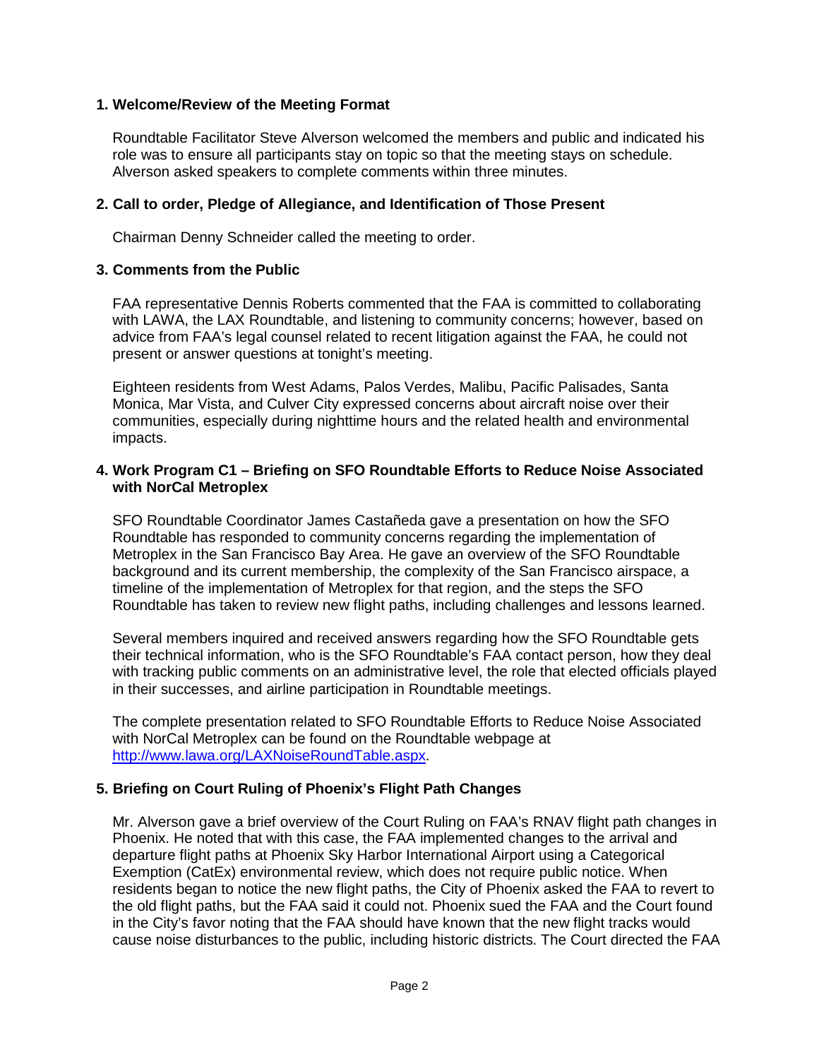**1. Welcome/Review of the Meeting Format**

Roundtable Facilitator Steve Alverson welcomed the members and public and indicated his role was to ensure all participants stay on topic so that the meeting stays on schedule. Alverson asked speakers to complete comments within three minutes.

**2. Call to order, Pledge of Allegiance, and Identification of Those Present**

Chairman Denny Schneider called the meeting to order.

**3. Comments from the Public**

FAA representative Dennis Roberts commented that the FAA is committed to collaborating with LAWA, the LAX Roundtable, and listening to community concerns; however, based on advice from FAA's legal counsel related to recent litigation against the FAA, he could not present or answer questions at tonight's meeting.

Eighteen residents from West Adams, Palos Verdes, Malibu, Pacific Palisades, Santa Monica, Mar Vista, and Culver City expressed concerns about aircraft noise over their communities, especially during nighttime hours and the related health and environmental impacts.

**4. Work Program C1 – Briefing on SFO Roundtable Efforts to Reduce Noise Associated with NorCal Metroplex**

SFO Roundtable Coordinator James Castañeda gave a presentation on how the SFO Roundtable has responded to community concerns regarding the implementation of Metroplex in the San Francisco Bay Area. He gave an overview of the SFO Roundtable background and its current membership, the complexity of the San Francisco airspace, a timeline of the implementation of Metroplex for that region, and the steps the SFO Roundtable has taken to review new flight paths, including challenges and lessons learned.

Several members inquired and received answers regarding how the SFO Roundtable gets their technical information, who is the SFO Roundtable's FAA contact person, how they deal with tracking public comments on an administrative level, the role that elected officials played in their successes, and airline participation in Roundtable meetings.

The complete presentation related to SFO Roundtable Efforts to Reduce Noise Associated with NorCal Metroplex can be found on the Roundtable webpage at [http://www.lawa.org/LAXNoiseRoundTable.aspx](http://www.lawa.org/LAXNoiseRoundTable.aspx).

**5. Briefing on Court Ruling of Phoenix's Flight Path Changes**

Mr. Alverson gave a brief overview of the Court Ruling on FAA's RNAV flight path changes in Phoenix. He noted that with this case, the FAA implemented changes to the arrival and departure flight paths at Phoenix Sky Harbor International Airport using a Categorical Exemption (CatEx) environmental review, which does not require public notice. When residents began to notice the new flight paths, the City of Phoenix asked the FAA to revert to the old flight paths, but the FAA said it could not. Phoenix sued the FAA and the Court found in the City's favor noting that the FAA should have known that the new flight tracks would cause noise disturbances to the public, including historic districts. The Court directed the FAA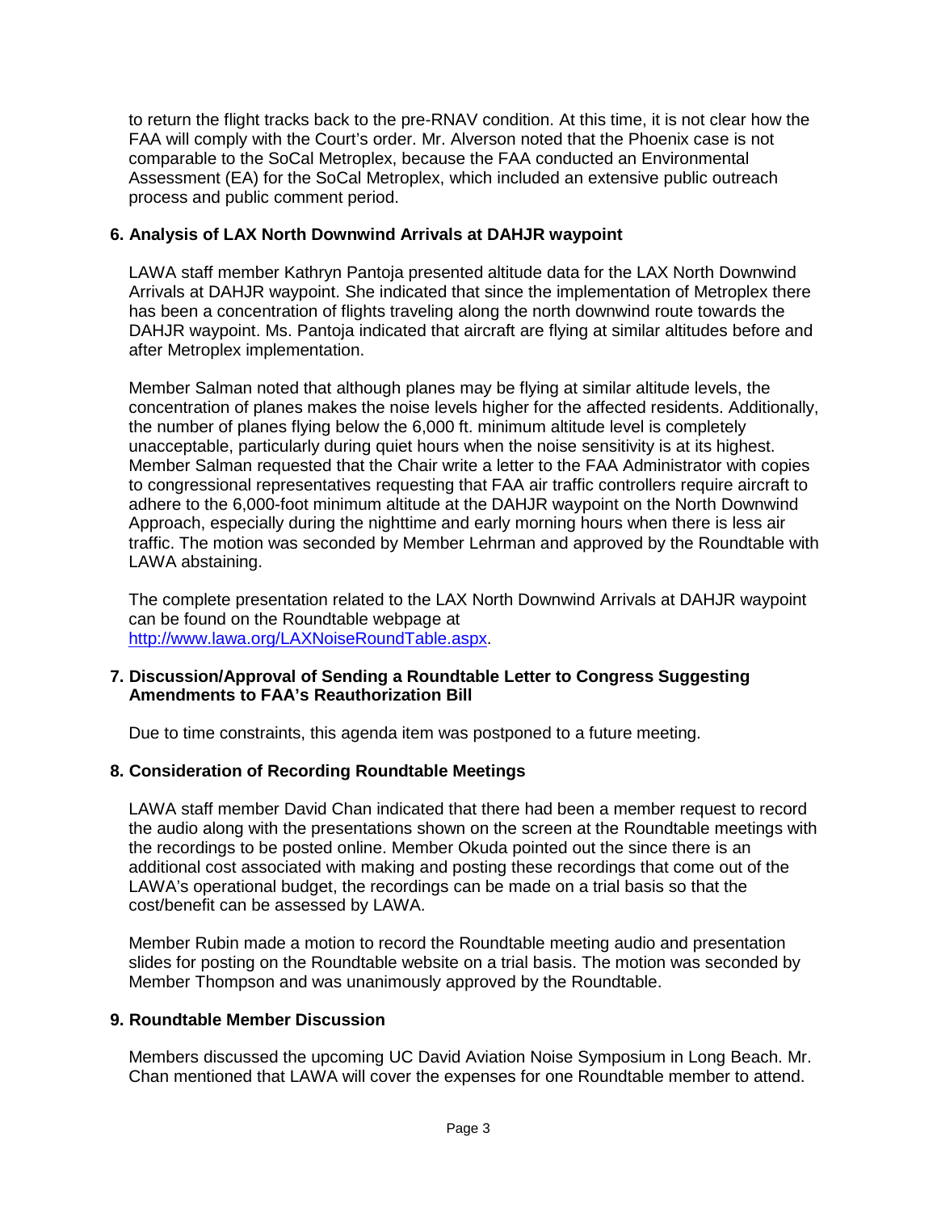to return the flight tracks back to the pre-RNAV condition. At this time, it is not clear how the FAA will comply with the Court's order. Mr. Alverson noted that the Phoenix case is not comparable to the SoCal Metroplex, because the FAA conducted an Environmental Assessment (EA) for the SoCal Metroplex, which included an extensive public outreach process and public comment period.

**6. Analysis of LAX North Downwind Arrivals at DAHJR waypoint**

LAWA staff member Kathryn Pantoja presented altitude data for the LAX North Downwind Arrivals at DAHJR waypoint. She indicated that since the implementation of Metroplex there has been a concentration of flights traveling along the north downwind route towards the DAHJR waypoint. Ms. Pantoja indicated that aircraft are flying at similar altitudes before and after Metroplex implementation.

Member Salman noted that although planes may be flying at similar altitude levels, the concentration of planes makes the noise levels higher for the affected residents. Additionally, the number of planes flying below the 6,000 ft. minimum altitude level is completely unacceptable, particularly during quiet hours when the noise sensitivity is at its highest. Member Salman requested that the Chair write a letter to the FAA Administrator with copies to congressional representatives requesting that FAA air traffic controllers require aircraft to adhere to the 6,000-foot minimum altitude at the DAHJR waypoint on the North Downwind Approach, especially during the nighttime and early morning hours when there is less air traffic. The motion was seconded by Member Lehrman and approved by the Roundtable with LAWA abstaining.

The complete presentation related to the LAX North Downwind Arrivals at DAHJR waypoint can be found on the Roundtable webpage at http://www.lawa.org/LAXNoiseRoundTable.aspx.

**7. Discussion/Approval of Sending a Roundtable Letter to Congress Suggesting Amendments to FAA's Reauthorization Bill**

Due to time constraints, this agenda item was postponed to a future meeting.

**8. Consideration of Recording Roundtable Meetings**

LAWA staff member David Chan indicated that there had been a member request to record the audio along with the presentations shown on the screen at the Roundtable meetings with the recordings to be posted online. Member Okuda pointed out the since there is an additional cost associated with making and posting these recordings that come out of the LAWA's operational budget, the recordings can be made on a trial basis so that the cost/benefit can be assessed by LAWA.

Member Rubin made a motion to record the Roundtable meeting audio and presentation slides for posting on the Roundtable website on a trial basis. The motion was seconded by Member Thompson and was unanimously approved by the Roundtable.

**9. Roundtable Member Discussion**

Members discussed the upcoming UC David Aviation Noise Symposium in Long Beach. Mr. Chan mentioned that LAWA will cover the expenses for one Roundtable member to attend.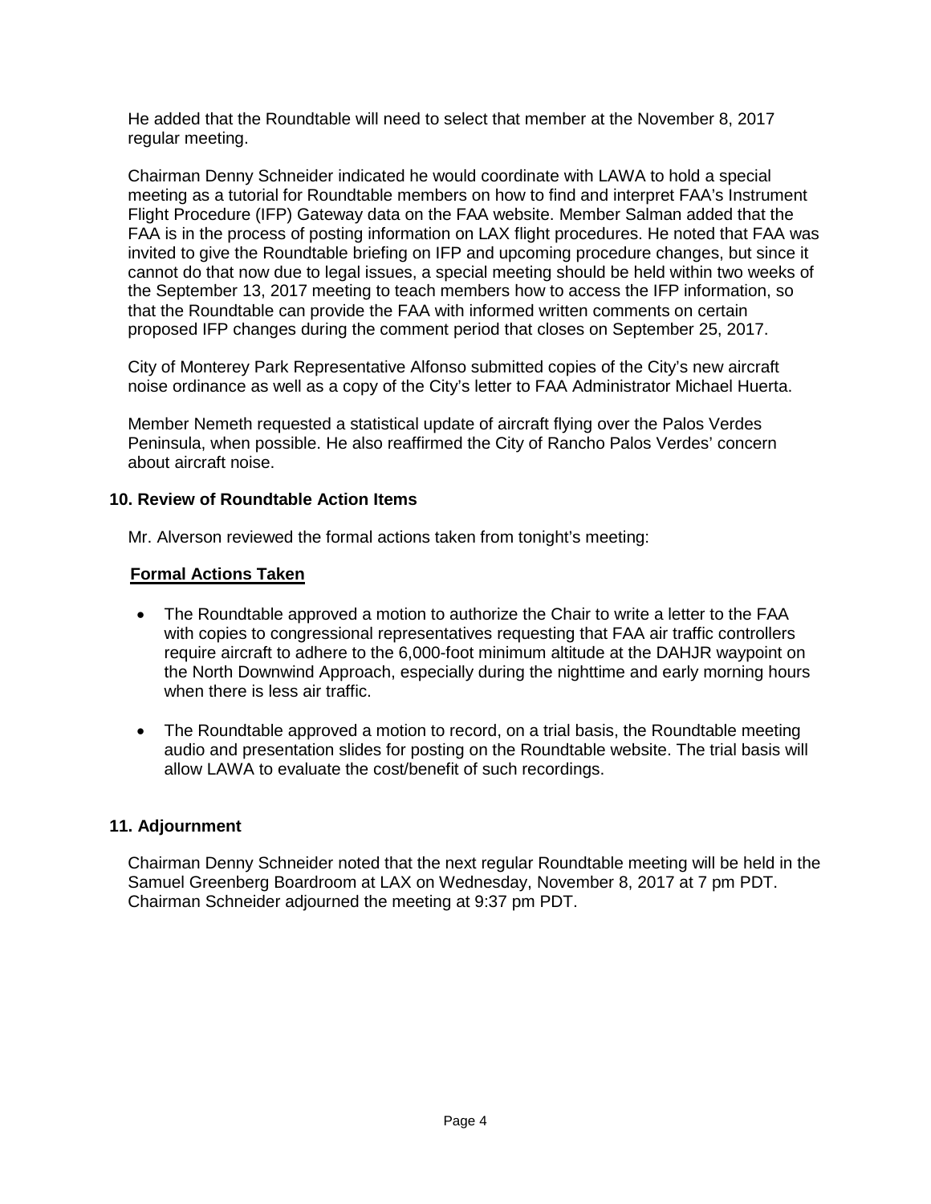He added that the Roundtable will need to select that member at the November 8, 2017 regular meeting.

Chairman Denny Schneider indicated he would coordinate with LAWA to hold a special meeting as a tutorial for Roundtable members on how to find and interpret FAA's Instrument Flight Procedure (IFP) Gateway data on the FAA website. Member Salman added that the FAA is in the process of posting information on LAX flight procedures. He noted that FAA was invited to give the Roundtable briefing on IFP and upcoming procedure changes, but since it cannot do that now due to legal issues, a special meeting should be held within two weeks of the September 13, 2017 meeting to teach members how to access the IFP information, so that the Roundtable can provide the FAA with informed written comments on certain proposed IFP changes during the comment period that closes on September 25, 2017.

City of Monterey Park Representative Alfonso submitted copies of the City's new aircraft noise ordinance as well as a copy of the City's letter to FAA Administrator Michael Huerta.

Member Nemeth requested a statistical update of aircraft flying over the Palos Verdes Peninsula, when possible. He also reaffirmed the City of Rancho Palos Verdes' concern about aircraft noise.

### 10. Review of Roundtable Action Items

Mr. Alverson reviewed the formal actions taken from tonight's meeting:

**Formal Actions Taken**

- The Roundtable approved a motion to authorize the Chair to write a letter to the FAA with copies to congressional representatives requesting that FAA air traffic controllers require aircraft to adhere to the 6,000-foot minimum altitude at the DAHJR waypoint on the North Downwind Approach, especially during the nighttime and early morning hours when there is less air traffic.
- The Roundtable approved a motion to record, on a trial basis, the Roundtable meeting audio and presentation slides for posting on the Roundtable website. The trial basis will allow LAWA to evaluate the cost/benefit of such recordings.

### 11. Adjournment

Chairman Denny Schneider noted that the next regular Roundtable meeting will be held in the Samuel Greenberg Boardroom at LAX on Wednesday, November 8, 2017 at 7 pm PDT. Chairman Schneider adjourned the meeting at 9:37 pm PDT.